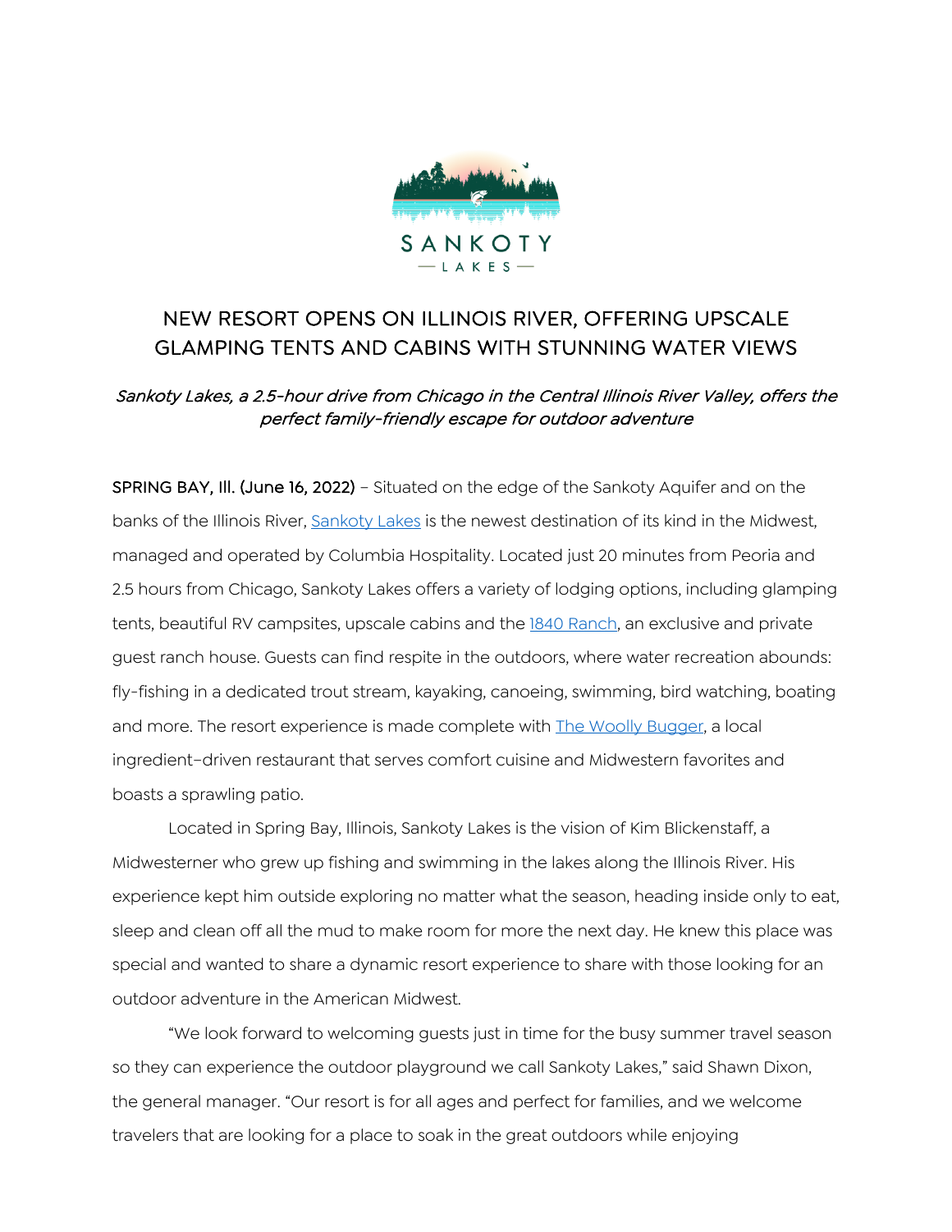SANKOTY

— LAKES —

# NEW RESORT OPENS ON ILLINOIS RIVER, OFFERING UPSCALE GLAMPING TENTS AND CABINS WITH STUNNING WATER VIEWS

*Sankoty Lakes, a 2.5-hour drive from Chicago in the Central Illinois River Valley, offers the perfect family-friendly escape for outdoor adventure*

SPRING BAY, Ill. (June 16, 2022) – Situated on the edge of the Sankoty Aquifer and on the banks of the Illinois River, [Sankoty Lakes](#) is the newest destination of its kind in the Midwest, managed and operated by Columbia Hospitality. Located just 20 minutes from Peoria and 2.5 hours from Chicago, Sankoty Lakes offers a variety of lodging options, including glamping tents, beautiful RV campsites, upscale cabins and the [1840 Ranch](#), an exclusive and private guest ranch house. Guests can find respite in the outdoors, where water recreation abounds: fly-fishing in a dedicated trout stream, kayaking, canoeing, swimming, bird watching, boating and more. The resort experience is made complete with [The Woolly Bugger](#), a local ingredient–driven restaurant that serves comfort cuisine and Midwestern favorites and boasts a sprawling patio.

Located in Spring Bay, Illinois, Sankoty Lakes is the vision of Kim Blickenstaff, a Midwesterner who grew up fishing and swimming in the lakes along the Illinois River. His experience kept him outside exploring no matter what the season, heading inside only to eat, sleep and clean off all the mud to make room for more the next day. He knew this place was special and wanted to share a dynamic resort experience to share with those looking for an outdoor adventure in the American Midwest.

"We look forward to welcoming guests just in time for the busy summer travel season so they can experience the outdoor playground we call Sankoty Lakes," said Shawn Dixon, the general manager. "Our resort is for all ages and perfect for families, and we welcome travelers that are looking for a place to soak in the great outdoors while enjoying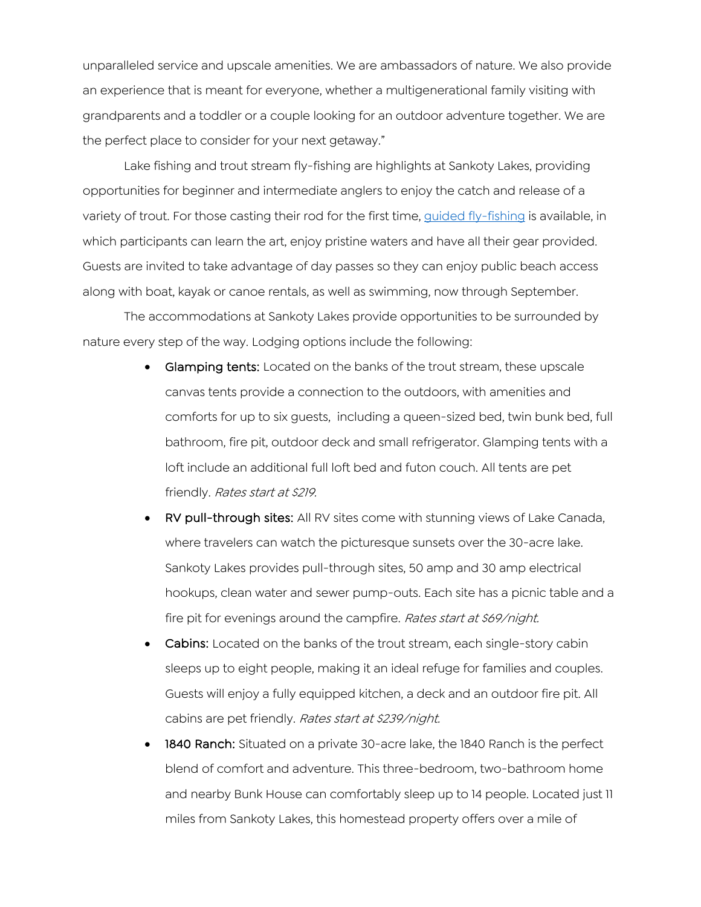unparalleled service and upscale amenities. We are ambassadors of nature. We also provide an experience that is meant for everyone, whether a multigenerational family visiting with grandparents and a toddler or a couple looking for an outdoor adventure together. We are the perfect place to consider for your next getaway."

Lake fishing and trout stream fly-fishing are highlights at Sankoty Lakes, providing opportunities for beginner and intermediate anglers to enjoy the catch and release of a variety of trout. For those casting their rod for the first time, guided fly-fishing is available, in which participants can learn the art, enjoy pristine waters and have all their gear provided. Guests are invited to take advantage of day passes so they can enjoy public beach access along with boat, kayak or canoe rentals, as well as swimming, now through September.

The accommodations at Sankoty Lakes provide opportunities to be surrounded by nature every step of the way. Lodging options include the following:

- **Glamping tents:** Located on the banks of the trout stream, these upscale canvas tents provide a connection to the outdoors, with amenities and comforts for up to six guests, including a queen-sized bed, twin bunk bed, full bathroom, fire pit, outdoor deck and small refrigerator. Glamping tents with a loft include an additional full loft bed and futon couch. All tents are pet friendly. *Rates start at $219.*
- **RV pull-through sites:** All RV sites come with stunning views of Lake Canada, where travelers can watch the picturesque sunsets over the 30-acre lake. Sankoty Lakes provides pull-through sites, 50 amp and 30 amp electrical hookups, clean water and sewer pump-outs. Each site has a picnic table and a fire pit for evenings around the campfire. *Rates start at $69/night.*
- **Cabins:** Located on the banks of the trout stream, each single-story cabin sleeps up to eight people, making it an ideal refuge for families and couples. Guests will enjoy a fully equipped kitchen, a deck and an outdoor fire pit. All cabins are pet friendly. *Rates start at $239/night.*
- **1840 Ranch:** Situated on a private 30-acre lake, the 1840 Ranch is the perfect blend of comfort and adventure. This three-bedroom, two-bathroom home and nearby Bunk House can comfortably sleep up to 14 people. Located just 11 miles from Sankoty Lakes, this homestead property offers over a mile of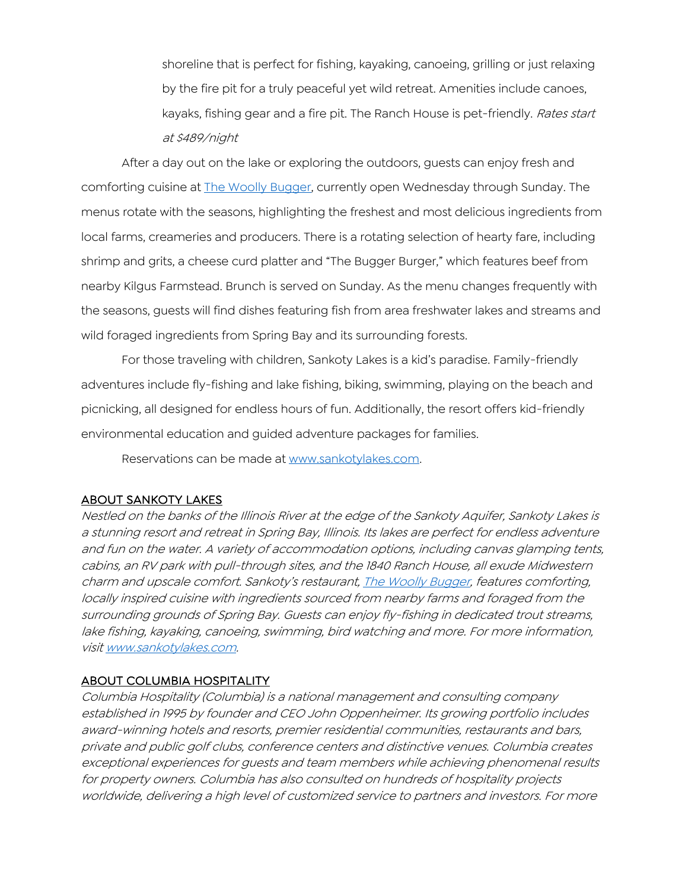shoreline that is perfect for fishing, kayaking, canoeing, grilling or just relaxing by the fire pit for a truly peaceful yet wild retreat. Amenities include canoes, kayaks, fishing gear and a fire pit. The Ranch House is pet-friendly. *Rates start at $489/night*

After a day out on the lake or exploring the outdoors, guests can enjoy fresh and comforting cuisine at [The Woolly Bugger](), currently open Wednesday through Sunday. The menus rotate with the seasons, highlighting the freshest and most delicious ingredients from local farms, creameries and producers. There is a rotating selection of hearty fare, including shrimp and grits, a cheese curd platter and "The Bugger Burger," which features beef from nearby Kilgus Farmstead. Brunch is served on Sunday. As the menu changes frequently with the seasons, guests will find dishes featuring fish from area freshwater lakes and streams and wild foraged ingredients from Spring Bay and its surrounding forests.

For those traveling with children, Sankoty Lakes is a kid's paradise. Family-friendly adventures include fly-fishing and lake fishing, biking, swimming, playing on the beach and picnicking, all designed for endless hours of fun. Additionally, the resort offers kid-friendly environmental education and guided adventure packages for families.

Reservations can be made at [www.sankotylakes.com](www.sankotylakes.com).

## ABOUT SANKOTY LAKES

*Nestled on the banks of the Illinois River at the edge of the Sankoty Aquifer, Sankoty Lakes is a stunning resort and retreat in Spring Bay, Illinois. Its lakes are perfect for endless adventure and fun on the water. A variety of accommodation options, including canvas glamping tents, cabins, an RV park with pull-through sites, and the 1840 Ranch House, all exude Midwestern charm and upscale comfort. Sankoty's restaurant, [The Woolly Bugger](), features comforting, locally inspired cuisine with ingredients sourced from nearby farms and foraged from the surrounding grounds of Spring Bay. Guests can enjoy fly-fishing in dedicated trout streams, lake fishing, kayaking, canoeing, swimming, bird watching and more. For more information, visit [www.sankotylakes.com](www.sankotylakes.com).*

## ABOUT COLUMBIA HOSPITALITY

*Columbia Hospitality (Columbia) is a national management and consulting company established in 1995 by founder and CEO John Oppenheimer. Its growing portfolio includes award-winning hotels and resorts, premier residential communities, restaurants and bars, private and public golf clubs, conference centers and distinctive venues. Columbia creates exceptional experiences for guests and team members while achieving phenomenal results for property owners. Columbia has also consulted on hundreds of hospitality projects worldwide, delivering a high level of customized service to partners and investors. For more*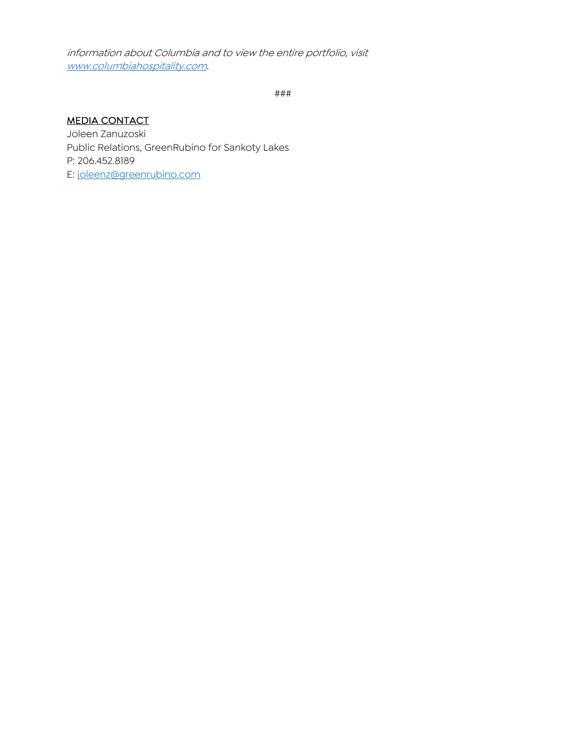*information about Columbia and to view the entire portfolio, visit [www.columbiahospitality.com](http://www.columbiahospitality.com).*

###

MEDIA CONTACT

Joleen Zanuzoski
Public Relations, GreenRubino for Sankoty Lakes
P: 206.452.8189
E: [joleenz@greenrubino.com](mailto:joleenz@greenrubino.com)